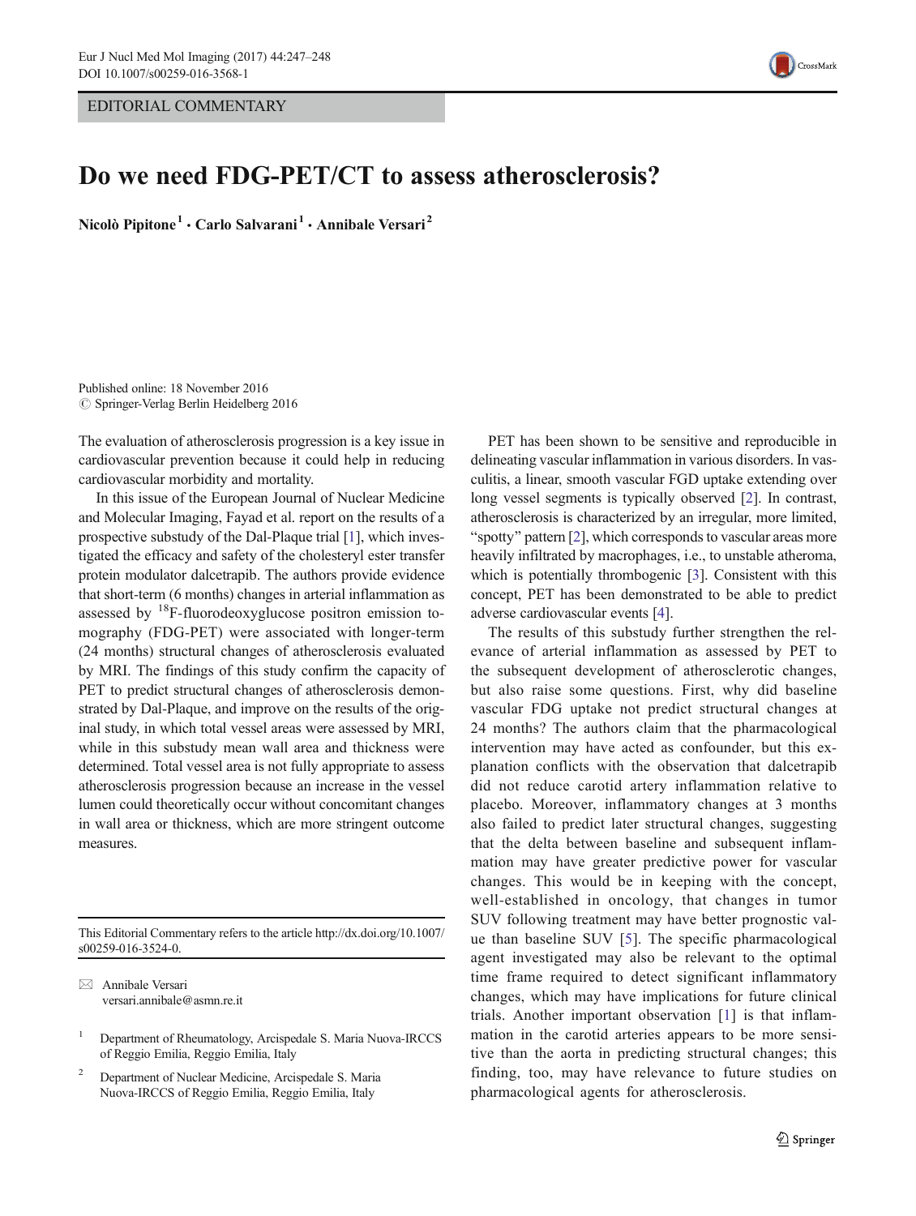EDITORIAL COMMENTARY

# Do we need FDG-PET/CT to assess atherosclerosis?

**Nicolò Pipitone[1] · Carlo Salvarani[1] · Annibale Versari[2]**

Published online: 18 November 2016
© Springer-Verlag Berlin Heidelberg 2016

The evaluation of atherosclerosis progression is a key issue in cardiovascular prevention because it could help in reducing cardiovascular morbidity and mortality.

In this issue of the European Journal of Nuclear Medicine and Molecular Imaging, Fayad et al. report on the results of a prospective substudy of the Dal-Plaque trial [1], which investigated the efficacy and safety of the cholesteryl ester transfer protein modulator dalcetrapib. The authors provide evidence that short-term (6 months) changes in arterial inflammation as assessed by $^{18}$F-fluorodeoxyglucose positron emission tomography (FDG-PET) were associated with longer-term (24 months) structural changes of atherosclerosis evaluated by MRI. The findings of this study confirm the capacity of PET to predict structural changes of atherosclerosis demonstrated by Dal-Plaque, and improve on the results of the original study, in which total vessel areas were assessed by MRI, while in this substudy mean wall area and thickness were determined. Total vessel area is not fully appropriate to assess atherosclerosis progression because an increase in the vessel lumen could theoretically occur without concomitant changes in wall area or thickness, which are more stringent outcome measures.

PET has been shown to be sensitive and reproducible in delineating vascular inflammation in various disorders. In vasculitis, a linear, smooth vascular FGD uptake extending over long vessel segments is typically observed [2]. In contrast, atherosclerosis is characterized by an irregular, more limited, "spotty" pattern [2], which corresponds to vascular areas more heavily infiltrated by macrophages, i.e., to unstable atheroma, which is potentially thrombogenic [3]. Consistent with this concept, PET has been demonstrated to be able to predict adverse cardiovascular events [4].

The results of this substudy further strengthen the relevance of arterial inflammation as assessed by PET to the subsequent development of atherosclerotic changes, but also raise some questions. First, why did baseline vascular FDG uptake not predict structural changes at 24 months? The authors claim that the pharmacological intervention may have acted as confounder, but this explanation conflicts with the observation that dalcetrapib did not reduce carotid artery inflammation relative to placebo. Moreover, inflammatory changes at 3 months also failed to predict later structural changes, suggesting that the delta between baseline and subsequent inflammation may have greater predictive power for vascular changes. This would be in keeping with the concept, well-established in oncology, that changes in tumor SUV following treatment may have better prognostic value than baseline SUV [5]. The specific pharmacological agent investigated may also be relevant to the optimal time frame required to detect significant inflammatory changes, which may have implications for future clinical trials. Another important observation [1] is that inflammation in the carotid arteries appears to be more sensitive than the aorta in predicting structural changes; this finding, too, may have relevance to future studies on pharmacological agents for atherosclerosis.

---

This Editorial Commentary refers to the article http://dx.doi.org/10.1007/s00259-016-3524-0.

✉ Annibale Versari
versari.annibale@asmn.re.it

[1] Department of Rheumatology, Arcispedale S. Maria Nuova-IRCCS of Reggio Emilia, Reggio Emilia, Italy

[2] Department of Nuclear Medicine, Arcispedale S. Maria Nuova-IRCCS of Reggio Emilia, Reggio Emilia, Italy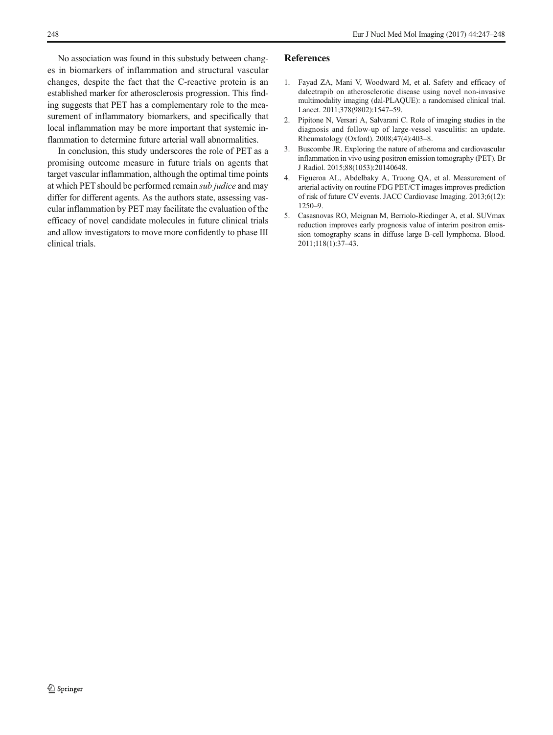No association was found in this substudy between changes in biomarkers of inflammation and structural vascular changes, despite the fact that the C-reactive protein is an established marker for atherosclerosis progression. This finding suggests that PET has a complementary role to the measurement of inflammatory biomarkers, and specifically that local inflammation may be more important that systemic inflammation to determine future arterial wall abnormalities.

In conclusion, this study underscores the role of PET as a promising outcome measure in future trials on agents that target vascular inflammation, although the optimal time points at which PET should be performed remain *sub judice* and may differ for different agents. As the authors state, assessing vascular inflammation by PET may facilitate the evaluation of the efficacy of novel candidate molecules in future clinical trials and allow investigators to move more confidently to phase III clinical trials.

## References

1. Fayad ZA, Mani V, Woodward M, et al. Safety and efficacy of dalcetrapib on atherosclerotic disease using novel non-invasive multimodality imaging (dal-PLAQUE): a randomised clinical trial. Lancet. 2011;378(9802):1547–59.
2. Pipitone N, Versari A, Salvarani C. Role of imaging studies in the diagnosis and follow-up of large-vessel vasculitis: an update. Rheumatology (Oxford). 2008;47(4):403–8.
3. Buscombe JR. Exploring the nature of atheroma and cardiovascular inflammation in vivo using positron emission tomography (PET). Br J Radiol. 2015;88(1053):20140648.
4. Figueroa AL, Abdelbaky A, Truong QA, et al. Measurement of arterial activity on routine FDG PET/CT images improves prediction of risk of future CV events. JACC Cardiovasc Imaging. 2013;6(12):1250–9.
5. Casasnovas RO, Meignan M, Berriolo-Riedinger A, et al. SUVmax reduction improves early prognosis value of interim positron emission tomography scans in diffuse large B-cell lymphoma. Blood. 2011;118(1):37–43.